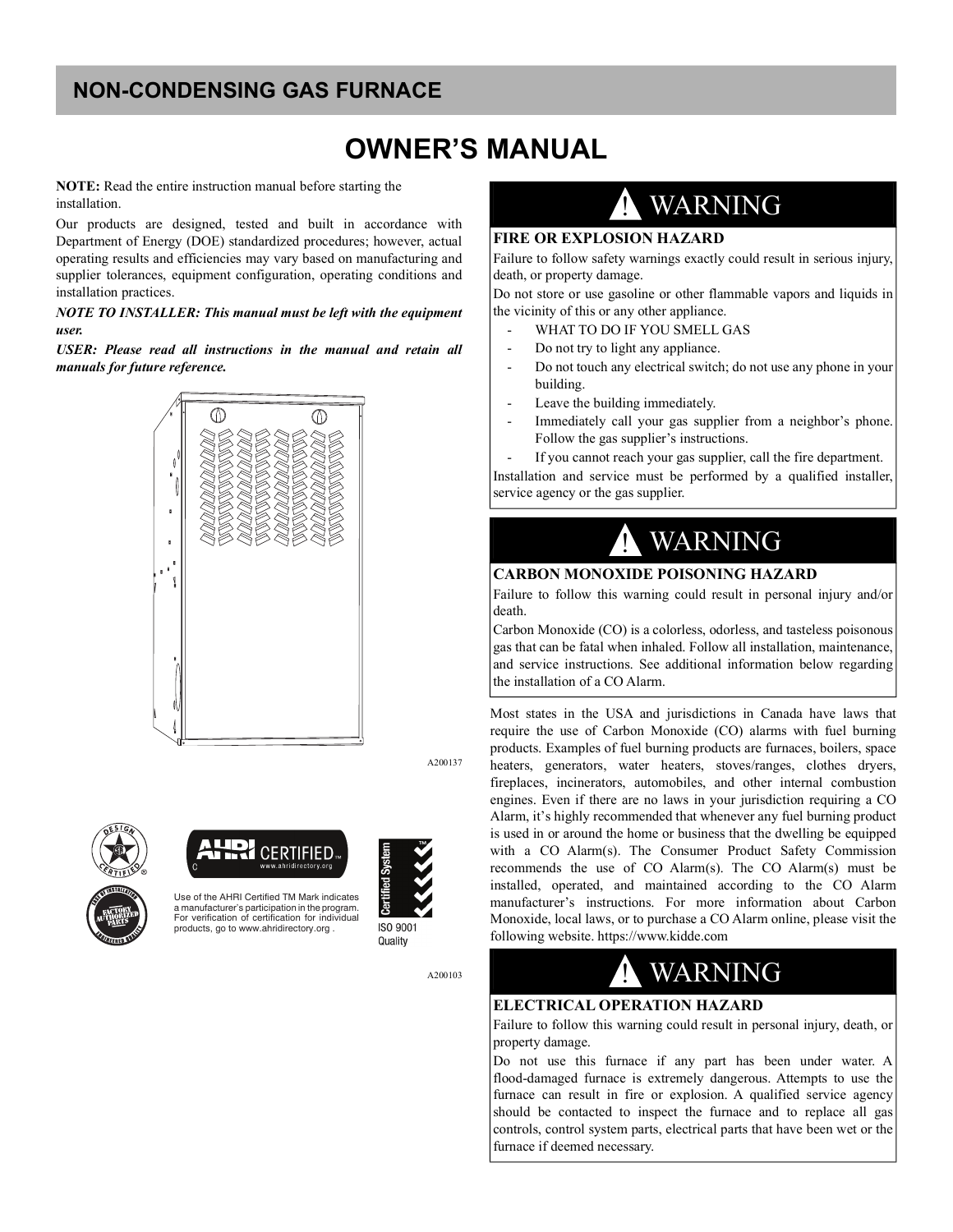# NON-CONDENSING GAS FURNACE

# OWNER'S MANUAL

**NOTE:** Read the entire instruction manual before starting the installation.

Our products are designed, tested and built in accordance with Department of Energy (DOE) standardized procedures; however, actual operating results and efficiencies may vary based on manufacturing and supplier tolerances, equipment configuration, operating conditions and installation practices.

***NOTE TO INSTALLER: This manual must be left with the equipment user.***

***USER: Please read all instructions in the manual and retain all manuals for future reference.***

A200137

Use of the AHRI Certified TM Mark indicates a manufacturer's participation in the program. For verification of certification for individual products, go to www.ahridirectory.org .

A200103

## ! WARNING

**FIRE OR EXPLOSION HAZARD**

Failure to follow safety warnings exactly could result in serious injury, death, or property damage.

Do not store or use gasoline or other flammable vapors and liquids in the vicinity of this or any other appliance.

- WHAT TO DO IF YOU SMELL GAS
- Do not try to light any appliance.
- Do not touch any electrical switch; do not use any phone in your building.
- Leave the building immediately.
- Immediately call your gas supplier from a neighbor's phone. Follow the gas supplier's instructions.
- If you cannot reach your gas supplier, call the fire department.

Installation and service must be performed by a qualified installer, service agency or the gas supplier.

## ! WARNING

**CARBON MONOXIDE POISONING HAZARD**

Failure to follow this warning could result in personal injury and/or death.

Carbon Monoxide (CO) is a colorless, odorless, and tasteless poisonous gas that can be fatal when inhaled. Follow all installation, maintenance, and service instructions. See additional information below regarding the installation of a CO Alarm.

Most states in the USA and jurisdictions in Canada have laws that require the use of Carbon Monoxide (CO) alarms with fuel burning products. Examples of fuel burning products are furnaces, boilers, space heaters, generators, water heaters, stoves/ranges, clothes dryers, fireplaces, incinerators, automobiles, and other internal combustion engines. Even if there are no laws in your jurisdiction requiring a CO Alarm, it's highly recommended that whenever any fuel burning product is used in or around the home or business that the dwelling be equipped with a CO Alarm(s). The Consumer Product Safety Commission recommends the use of CO Alarm(s). The CO Alarm(s) must be installed, operated, and maintained according to the CO Alarm manufacturer's instructions. For more information about Carbon Monoxide, local laws, or to purchase a CO Alarm online, please visit the following website. https://www.kidde.com

## ! WARNING

**ELECTRICAL OPERATION HAZARD**

Failure to follow this warning could result in personal injury, death, or property damage.

Do not use this furnace if any part has been under water. A flood-damaged furnace is extremely dangerous. Attempts to use the furnace can result in fire or explosion. A qualified service agency should be contacted to inspect the furnace and to replace all gas controls, control system parts, electrical parts that have been wet or the furnace if deemed necessary.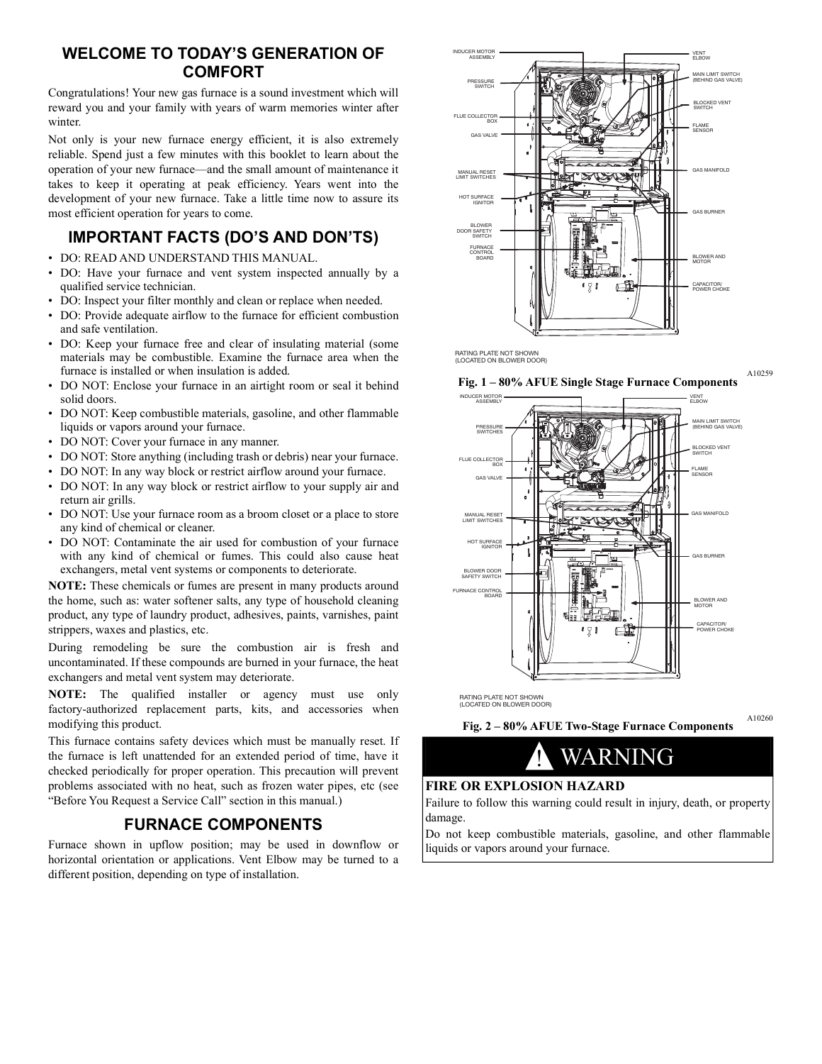## WELCOME TO TODAY'S GENERATION OF COMFORT

Congratulations! Your new gas furnace is a sound investment which will reward you and your family with years of warm memories winter after winter.

Not only is your new furnace energy efficient, it is also extremely reliable. Spend just a few minutes with this booklet to learn about the operation of your new furnace—and the small amount of maintenance it takes to keep it operating at peak efficiency. Years went into the development of your new furnace. Take a little time now to assure its most efficient operation for years to come.

## IMPORTANT FACTS (DO'S AND DON'TS)

- DO: READ AND UNDERSTAND THIS MANUAL.
- DO: Have your furnace and vent system inspected annually by a qualified service technician.
- DO: Inspect your filter monthly and clean or replace when needed.
- DO: Provide adequate airflow to the furnace for efficient combustion and safe ventilation.
- DO: Keep your furnace free and clear of insulating material (some materials may be combustible. Examine the furnace area when the furnace is installed or when insulation is added.
- DO NOT: Enclose your furnace in an airtight room or seal it behind solid doors.
- DO NOT: Keep combustible materials, gasoline, and other flammable liquids or vapors around your furnace.
- DO NOT: Cover your furnace in any manner.
- DO NOT: Store anything (including trash or debris) near your furnace.
- DO NOT: In any way block or restrict airflow around your furnace.
- DO NOT: In any way block or restrict airflow to your supply air and return air grills.
- DO NOT: Use your furnace room as a broom closet or a place to store any kind of chemical or cleaner.
- DO NOT: Contaminate the air used for combustion of your furnace with any kind of chemical or fumes. This could also cause heat exchangers, metal vent systems or components to deteriorate.

**NOTE:** These chemicals or fumes are present in many products around the home, such as: water softener salts, any type of household cleaning product, any type of laundry product, adhesives, paints, varnishes, paint strippers, waxes and plastics, etc.

During remodeling be sure the combustion air is fresh and uncontaminated. If these compounds are burned in your furnace, the heat exchangers and metal vent system may deteriorate.

**NOTE:** The qualified installer or agency must use only factory-authorized replacement parts, kits, and accessories when modifying this product.

This furnace contains safety devices which must be manually reset. If the furnace is left unattended for an extended period of time, have it checked periodically for proper operation. This precaution will prevent problems associated with no heat, such as frozen water pipes, etc (see "Before You Request a Service Call" section in this manual.)

## FURNACE COMPONENTS

Furnace shown in upflow position; may be used in downflow or horizontal orientation or applications. Vent Elbow may be turned to a different position, depending on type of installation.

INDUCER MOTOR ASSEMBLY, PRESSURE SWITCH, FLUE COLLECTOR BOX, GAS VALVE, MANUAL RESET LIMIT SWITCHES, HOT SURFACE IGNITOR, BLOWER DOOR SAFETY SWITCH, FURNACE CONTROL BOARD, VENT ELBOW, MAIN LIMIT SWITCH (BEHIND GAS VALVE), BLOCKED VENT SWITCH, FLAME SENSOR, GAS MANIFOLD, GAS BURNER, BLOWER AND MOTOR, CAPACITOR/ POWER CHOKE

RATING PLATE NOT SHOWN (LOCATED ON BLOWER DOOR)

A10259

**Fig. 1 – 80% AFUE Single Stage Furnace Components**

INDUCER MOTOR ASSEMBLY, PRESSURE SWITCHES, FLUE COLLECTOR BOX, GAS VALVE, MANUAL RESET LIMIT SWITCHES, HOT SURFACE IGNITOR, BLOWER DOOR SAFETY SWITCH, FURNACE CONTROL BOARD, VENT ELBOW, MAIN LIMIT SWITCH (BEHIND GAS VALVE), BLOCKED VENT SWITCH, FLAME SENSOR, GAS MANIFOLD, GAS BURNER, BLOWER AND MOTOR, CAPACITOR/ POWER CHOKE

RATING PLATE NOT SHOWN (LOCATED ON BLOWER DOOR)

A10260

**Fig. 2 – 80% AFUE Two-Stage Furnace Components**

## ! WARNING

**FIRE OR EXPLOSION HAZARD**

Failure to follow this warning could result in injury, death, or property damage.

Do not keep combustible materials, gasoline, and other flammable liquids or vapors around your furnace.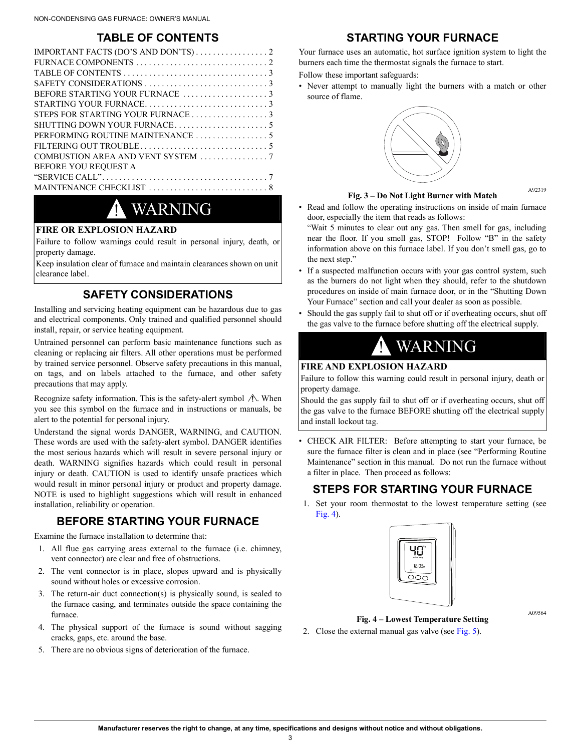## TABLE OF CONTENTS

IMPORTANT FACTS (DO'S AND DON'TS) . . . . . . . . . . . . . . . . 2
FURNACE COMPONENTS . . . . . . . . . . . . . . . . . . . . . . . . . . . . . . 2
TABLE OF CONTENTS . . . . . . . . . . . . . . . . . . . . . . . . . . . . . . . . . 3
SAFETY CONSIDERATIONS . . . . . . . . . . . . . . . . . . . . . . . . . . . . 3
BEFORE STARTING YOUR FURNACE . . . . . . . . . . . . . . . . . . . 3
STARTING YOUR FURNACE. . . . . . . . . . . . . . . . . . . . . . . . . . . . 3
STEPS FOR STARTING YOUR FURNACE . . . . . . . . . . . . . . . . . 3
SHUTTING DOWN YOUR FURNACE . . . . . . . . . . . . . . . . . . . . . 5
PERFORMING ROUTINE MAINTENANCE . . . . . . . . . . . . . . . . 5
FILTERING OUT TROUBLE . . . . . . . . . . . . . . . . . . . . . . . . . . . . . 5
COMBUSTION AREA AND VENT SYSTEM . . . . . . . . . . . . . . . 7
BEFORE YOU REQUEST A
"SERVICE CALL". . . . . . . . . . . . . . . . . . . . . . . . . . . . . . . . . . . . . . 7
MAINTENANCE CHECKLIST . . . . . . . . . . . . . . . . . . . . . . . . . . . 8

> **! WARNING**
>
> **FIRE OR EXPLOSION HAZARD**
>
> Failure to follow warnings could result in personal injury, death, or property damage.
>
> Keep insulation clear of furnace and maintain clearances shown on unit clearance label.

## SAFETY CONSIDERATIONS

Installing and servicing heating equipment can be hazardous due to gas and electrical components. Only trained and qualified personnel should install, repair, or service heating equipment.

Untrained personnel can perform basic maintenance functions such as cleaning or replacing air filters. All other operations must be performed by trained service personnel. Observe safety precautions in this manual, on tags, and on labels attached to the furnace, and other safety precautions that may apply.

Recognize safety information. This is the safety-alert symbol ⚠. When you see this symbol on the furnace and in instructions or manuals, be alert to the potential for personal injury.

Understand the signal words DANGER, WARNING, and CAUTION. These words are used with the safety-alert symbol. DANGER identifies the most serious hazards which will result in severe personal injury or death. WARNING signifies hazards which could result in personal injury or death. CAUTION is used to identify unsafe practices which would result in minor personal injury or product and property damage. NOTE is used to highlight suggestions which will result in enhanced installation, reliability or operation.

## BEFORE STARTING YOUR FURNACE

Examine the furnace installation to determine that:

1. All flue gas carrying areas external to the furnace (i.e. chimney, vent connector) are clear and free of obstructions.
2. The vent connector is in place, slopes upward and is physically sound without holes or excessive corrosion.
3. The return-air duct connection(s) is physically sound, is sealed to the furnace casing, and terminates outside the space containing the furnace.
4. The physical support of the furnace is sound without sagging cracks, gaps, etc. around the base.
5. There are no obvious signs of deterioration of the furnace.

## STARTING YOUR FURNACE

Your furnace uses an automatic, hot surface ignition system to light the burners each time the thermostat signals the furnace to start.

Follow these important safeguards:

- Never attempt to manually light the burners with a match or other source of flame.

A92319

**Fig. 3 – Do Not Light Burner with Match**

- Read and follow the operating instructions on inside of main furnace door, especially the item that reads as follows:
  "Wait 5 minutes to clear out any gas. Then smell for gas, including near the floor. If you smell gas, STOP! Follow "B" in the safety information above on this furnace label. If you don't smell gas, go to the next step."
- If a suspected malfunction occurs with your gas control system, such as the burners do not light when they should, refer to the shutdown procedures on inside of main furnace door, or in the "Shutting Down Your Furnace" section and call your dealer as soon as possible.
- Should the gas supply fail to shut off or if overheating occurs, shut off the gas valve to the furnace before shutting off the electrical supply.

> **! WARNING**
>
> **FIRE AND EXPLOSION HAZARD**
>
> Failure to follow this warning could result in personal injury, death or property damage.
>
> Should the gas supply fail to shut off or if overheating occurs, shut off the gas valve to the furnace BEFORE shutting off the electrical supply and install lockout tag.

- CHECK AIR FILTER: Before attempting to start your furnace, be sure the furnace filter is clean and in place (see "Performing Routine Maintenance" section in this manual. Do not run the furnace without a filter in place. Then proceed as follows:

## STEPS FOR STARTING YOUR FURNACE

1. Set your room thermostat to the lowest temperature setting (see Fig. 4).

A09564

**Fig. 4 – Lowest Temperature Setting**

2. Close the external manual gas valve (see Fig. 5).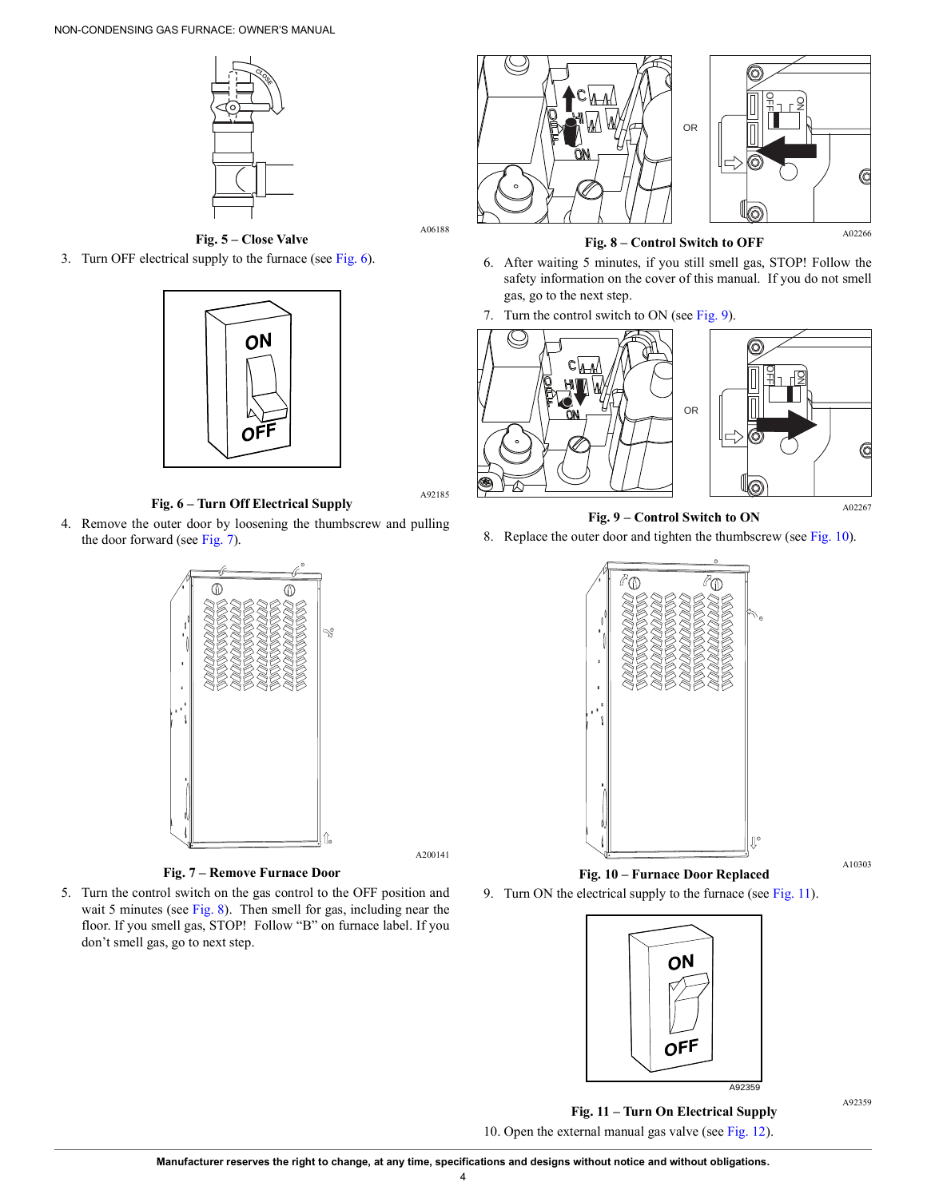Fig. 5 – Close Valve

3. Turn OFF electrical supply to the furnace (see Fig. 6).

Fig. 6 – Turn Off Electrical Supply

4. Remove the outer door by loosening the thumbscrew and pulling the door forward (see Fig. 7).

Fig. 7 – Remove Furnace Door

5. Turn the control switch on the gas control to the OFF position and wait 5 minutes (see Fig. 8). Then smell for gas, including near the floor. If you smell gas, STOP! Follow "B" on furnace label. If you don't smell gas, go to next step.

Fig. 8 – Control Switch to OFF

6. After waiting 5 minutes, if you still smell gas, STOP! Follow the safety information on the cover of this manual. If you do not smell gas, go to the next step.
7. Turn the control switch to ON (see Fig. 9).

Fig. 9 – Control Switch to ON

8. Replace the outer door and tighten the thumbscrew (see Fig. 10).

Fig. 10 – Furnace Door Replaced

9. Turn ON the electrical supply to the furnace (see Fig. 11).

Fig. 11 – Turn On Electrical Supply

10. Open the external manual gas valve (see Fig. 12).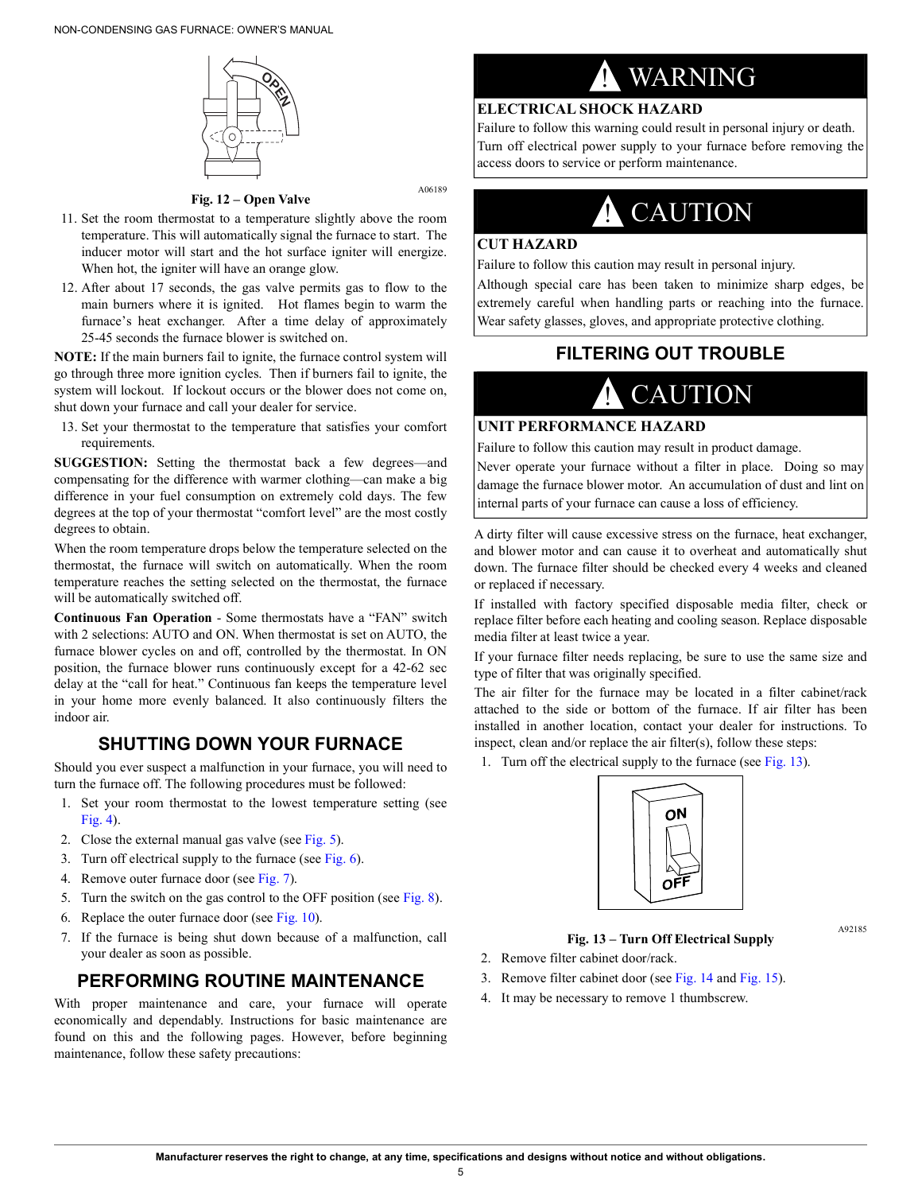Fig. 12 – Open Valve

11. Set the room thermostat to a temperature slightly above the room temperature. This will automatically signal the furnace to start. The inducer motor will start and the hot surface igniter will energize. When hot, the igniter will have an orange glow.
12. After about 17 seconds, the gas valve permits gas to flow to the main burners where it is ignited. Hot flames begin to warm the furnace's heat exchanger. After a time delay of approximately 25-45 seconds the furnace blower is switched on.

**NOTE:** If the main burners fail to ignite, the furnace control system will go through three more ignition cycles. Then if burners fail to ignite, the system will lockout. If lockout occurs or the blower does not come on, shut down your furnace and call your dealer for service.

13. Set your thermostat to the temperature that satisfies your comfort requirements.

**SUGGESTION:** Setting the thermostat back a few degrees—and compensating for the difference with warmer clothing—can make a big difference in your fuel consumption on extremely cold days. The few degrees at the top of your thermostat "comfort level" are the most costly degrees to obtain.

When the room temperature drops below the temperature selected on the thermostat, the furnace will switch on automatically. When the room temperature reaches the setting selected on the thermostat, the furnace will be automatically switched off.

**Continuous Fan Operation** - Some thermostats have a "FAN" switch with 2 selections: AUTO and ON. When thermostat is set on AUTO, the furnace blower cycles on and off, controlled by the thermostat. In ON position, the furnace blower runs continuously except for a 42-62 sec delay at the "call for heat." Continuous fan keeps the temperature level in your home more evenly balanced. It also continuously filters the indoor air.

## SHUTTING DOWN YOUR FURNACE

Should you ever suspect a malfunction in your furnace, you will need to turn the furnace off. The following procedures must be followed:

1. Set your room thermostat to the lowest temperature setting (see Fig. 4).
2. Close the external manual gas valve (see Fig. 5).
3. Turn off electrical supply to the furnace (see Fig. 6).
4. Remove outer furnace door (see Fig. 7).
5. Turn the switch on the gas control to the OFF position (see Fig. 8).
6. Replace the outer furnace door (see Fig. 10).
7. If the furnace is being shut down because of a malfunction, call your dealer as soon as possible.

## PERFORMING ROUTINE MAINTENANCE

With proper maintenance and care, your furnace will operate economically and dependably. Instructions for basic maintenance are found on this and the following pages. However, before beginning maintenance, follow these safety precautions:

> **⚠ WARNING**
>
> **ELECTRICAL SHOCK HAZARD**
>
> Failure to follow this warning could result in personal injury or death.
>
> Turn off electrical power supply to your furnace before removing the access doors to service or perform maintenance.

> **⚠ CAUTION**
>
> **CUT HAZARD**
>
> Failure to follow this caution may result in personal injury.
>
> Although special care has been taken to minimize sharp edges, be extremely careful when handling parts or reaching into the furnace. Wear safety glasses, gloves, and appropriate protective clothing.

## FILTERING OUT TROUBLE

> **⚠ CAUTION**
>
> **UNIT PERFORMANCE HAZARD**
>
> Failure to follow this caution may result in product damage.
>
> Never operate your furnace without a filter in place. Doing so may damage the furnace blower motor. An accumulation of dust and lint on internal parts of your furnace can cause a loss of efficiency.

A dirty filter will cause excessive stress on the furnace, heat exchanger, and blower motor and can cause it to overheat and automatically shut down. The furnace filter should be checked every 4 weeks and cleaned or replaced if necessary.

If installed with factory specified disposable media filter, check or replace filter before each heating and cooling season. Replace disposable media filter at least twice a year.

If your furnace filter needs replacing, be sure to use the same size and type of filter that was originally specified.

The air filter for the furnace may be located in a filter cabinet/rack attached to the side or bottom of the furnace. If air filter has been installed in another location, contact your dealer for instructions. To inspect, clean and/or replace the air filter(s), follow these steps:

1. Turn off the electrical supply to the furnace (see Fig. 13).

Fig. 13 – Turn Off Electrical Supply

2. Remove filter cabinet door/rack.
3. Remove filter cabinet door (see Fig. 14 and Fig. 15).
4. It may be necessary to remove 1 thumbscrew.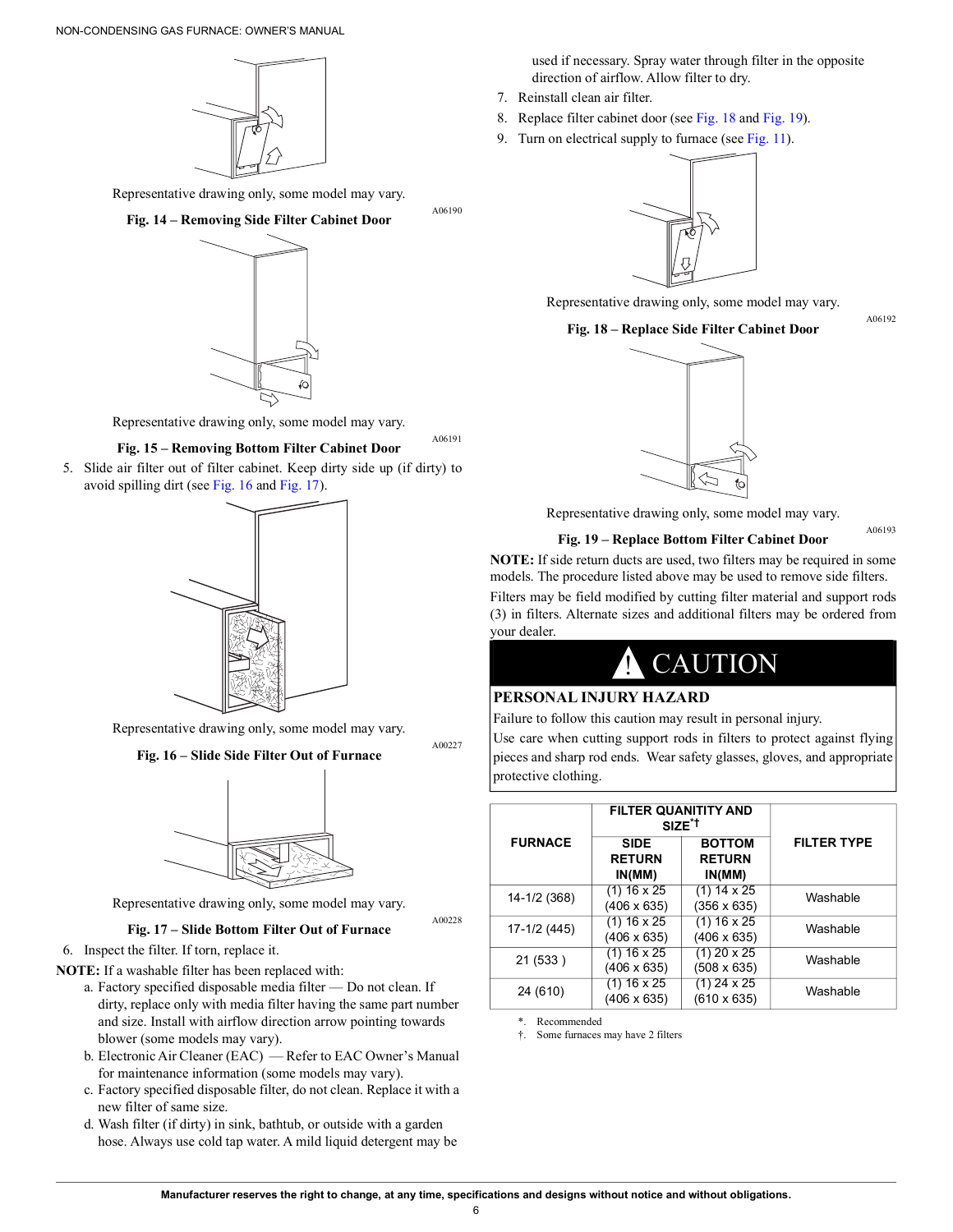Representative drawing only, some model may vary.

A06190

**Fig. 14 – Removing Side Filter Cabinet Door**

Representative drawing only, some model may vary.

A06191

**Fig. 15 – Removing Bottom Filter Cabinet Door**

5. Slide air filter out of filter cabinet. Keep dirty side up (if dirty) to avoid spilling dirt (see Fig. 16 and Fig. 17).

Representative drawing only, some model may vary.

A00227

**Fig. 16 – Slide Side Filter Out of Furnace**

Representative drawing only, some model may vary.

A00228

**Fig. 17 – Slide Bottom Filter Out of Furnace**

6. Inspect the filter. If torn, replace it.

**NOTE:** If a washable filter has been replaced with:

a. Factory specified disposable media filter — Do not clean. If dirty, replace only with media filter having the same part number and size. Install with airflow direction arrow pointing towards blower (some models may vary).
b. Electronic Air Cleaner (EAC) — Refer to EAC Owner's Manual for maintenance information (some models may vary).
c. Factory specified disposable filter, do not clean. Replace it with a new filter of same size.
d. Wash filter (if dirty) in sink, bathtub, or outside with a garden hose. Always use cold tap water. A mild liquid detergent may be used if necessary. Spray water through filter in the opposite direction of airflow. Allow filter to dry.

7. Reinstall clean air filter.
8. Replace filter cabinet door (see Fig. 18 and Fig. 19).
9. Turn on electrical supply to furnace (see Fig. 11).

Representative drawing only, some model may vary.

A06192

**Fig. 18 – Replace Side Filter Cabinet Door**

Representative drawing only, some model may vary.

A06193

**Fig. 19 – Replace Bottom Filter Cabinet Door**

**NOTE:** If side return ducts are used, two filters may be required in some models. The procedure listed above may be used to remove side filters.

Filters may be field modified by cutting filter material and support rods (3) in filters. Alternate sizes and additional filters may be ordered from your dealer.

## ⚠ CAUTION

**PERSONAL INJURY HAZARD**

Failure to follow this caution may result in personal injury.

Use care when cutting support rods in filters to protect against flying pieces and sharp rod ends. Wear safety glasses, gloves, and appropriate protective clothing.

| FURNACE | FILTER QUANTITY AND SIZE*† | | FILTER TYPE |
|---|---|---|---|
| | SIDE RETURN IN(MM) | BOTTOM RETURN IN(MM) | |
| 14-1/2 (368) | (1) 16 x 25 (406 x 635) | (1) 14 x 25 (356 x 635) | Washable |
| 17-1/2 (445) | (1) 16 x 25 (406 x 635) | (1) 16 x 25 (406 x 635) | Washable |
| 21 (533 ) | (1) 16 x 25 (406 x 635) | (1) 20 x 25 (508 x 635) | Washable |
| 24 (610) | (1) 16 x 25 (406 x 635) | (1) 24 x 25 (610 x 635) | Washable |

*. Recommended
†. Some furnaces may have 2 filters

**Manufacturer reserves the right to change, at any time, specifications and designs without notice and without obligations.**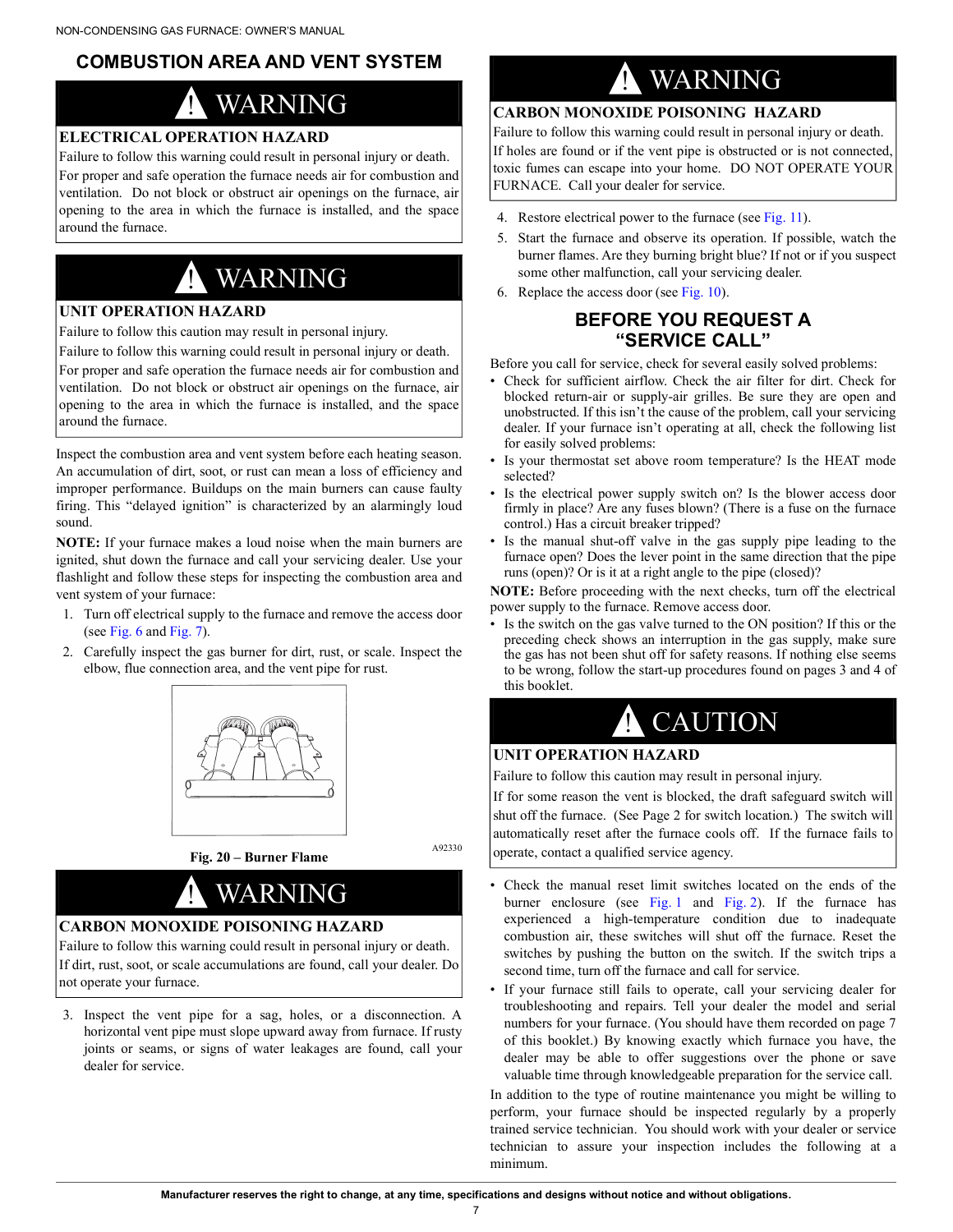## COMBUSTION AREA AND VENT SYSTEM

### ⚠ WARNING

**ELECTRICAL OPERATION HAZARD**

Failure to follow this warning could result in personal injury or death.

For proper and safe operation the furnace needs air for combustion and ventilation. Do not block or obstruct air openings on the furnace, air opening to the area in which the furnace is installed, and the space around the furnace.

### ⚠ WARNING

**UNIT OPERATION HAZARD**

Failure to follow this caution may result in personal injury.

Failure to follow this warning could result in personal injury or death.

For proper and safe operation the furnace needs air for combustion and ventilation. Do not block or obstruct air openings on the furnace, air opening to the area in which the furnace is installed, and the space around the furnace.

Inspect the combustion area and vent system before each heating season. An accumulation of dirt, soot, or rust can mean a loss of efficiency and improper performance. Buildups on the main burners can cause faulty firing. This "delayed ignition" is characterized by an alarmingly loud sound.

**NOTE:** If your furnace makes a loud noise when the main burners are ignited, shut down the furnace and call your servicing dealer. Use your flashlight and follow these steps for inspecting the combustion area and vent system of your furnace:

1. Turn off electrical supply to the furnace and remove the access door (see Fig. 6 and Fig. 7).
2. Carefully inspect the gas burner for dirt, rust, or scale. Inspect the elbow, flue connection area, and the vent pipe for rust.

A92330

**Fig. 20 – Burner Flame**

### ⚠ WARNING

**CARBON MONOXIDE POISONING HAZARD**

Failure to follow this warning could result in personal injury or death.

If dirt, rust, soot, or scale accumulations are found, call your dealer. Do not operate your furnace.

3. Inspect the vent pipe for a sag, holes, or a disconnection. A horizontal vent pipe must slope upward away from furnace. If rusty joints or seams, or signs of water leakages are found, call your dealer for service.

### ⚠ WARNING

**CARBON MONOXIDE POISONING HAZARD**

Failure to follow this warning could result in personal injury or death.

If holes are found or if the vent pipe is obstructed or is not connected, toxic fumes can escape into your home. DO NOT OPERATE YOUR FURNACE. Call your dealer for service.

4. Restore electrical power to the furnace (see Fig. 11).
5. Start the furnace and observe its operation. If possible, watch the burner flames. Are they burning bright blue? If not or if you suspect some other malfunction, call your servicing dealer.
6. Replace the access door (see Fig. 10).

## BEFORE YOU REQUEST A "SERVICE CALL"

Before you call for service, check for several easily solved problems:

- Check for sufficient airflow. Check the air filter for dirt. Check for blocked return-air or supply-air grilles. Be sure they are open and unobstructed. If this isn't the cause of the problem, call your servicing dealer. If your furnace isn't operating at all, check the following list for easily solved problems:
- Is your thermostat set above room temperature? Is the HEAT mode selected?
- Is the electrical power supply switch on? Is the blower access door firmly in place? Are any fuses blown? (There is a fuse on the furnace control.) Has a circuit breaker tripped?
- Is the manual shut-off valve in the gas supply pipe leading to the furnace open? Does the lever point in the same direction that the pipe runs (open)? Or is it at a right angle to the pipe (closed)?

**NOTE:** Before proceeding with the next checks, turn off the electrical power supply to the furnace. Remove access door.

- Is the switch on the gas valve turned to the ON position? If this or the preceding check shows an interruption in the gas supply, make sure the gas has not been shut off for safety reasons. If nothing else seems to be wrong, follow the start-up procedures found on pages 3 and 4 of this booklet.

### ⚠ CAUTION

**UNIT OPERATION HAZARD**

Failure to follow this caution may result in personal injury.

If for some reason the vent is blocked, the draft safeguard switch will shut off the furnace. (See Page 2 for switch location.) The switch will automatically reset after the furnace cools off. If the furnace fails to operate, contact a qualified service agency.

- Check the manual reset limit switches located on the ends of the burner enclosure (see Fig. 1 and Fig. 2). If the furnace has experienced a high-temperature condition due to inadequate combustion air, these switches will shut off the furnace. Reset the switches by pushing the button on the switch. If the switch trips a second time, turn off the furnace and call for service.
- If your furnace still fails to operate, call your servicing dealer for troubleshooting and repairs. Tell your dealer the model and serial numbers for your furnace. (You should have them recorded on page 7 of this booklet.) By knowing exactly which furnace you have, the dealer may be able to offer suggestions over the phone or save valuable time through knowledgeable preparation for the service call.

In addition to the type of routine maintenance you might be willing to perform, your furnace should be inspected regularly by a properly trained service technician. You should work with your dealer or service technician to assure your inspection includes the following at a minimum.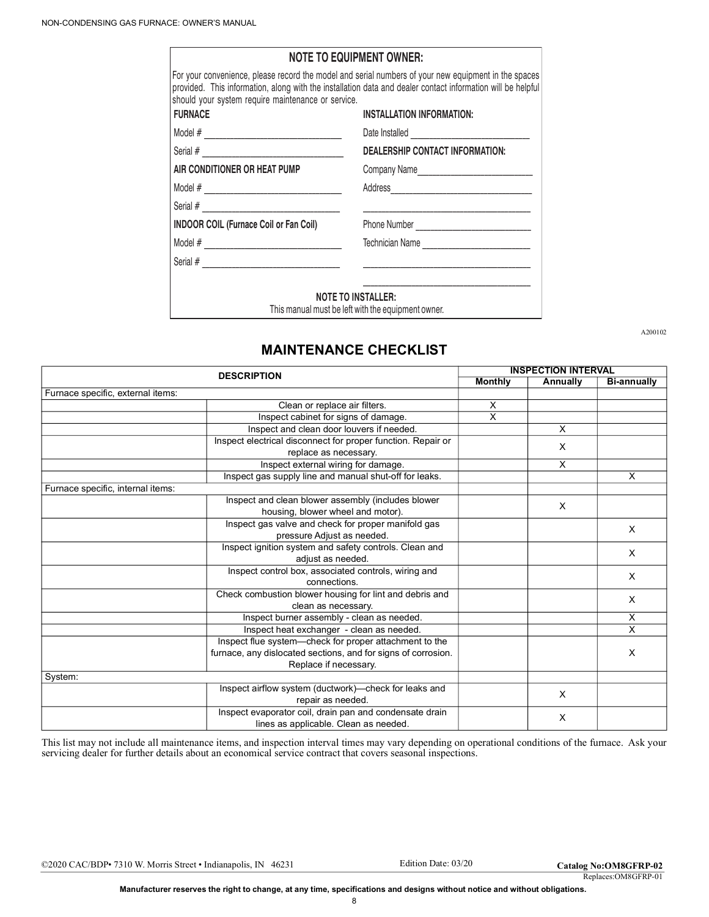## NOTE TO EQUIPMENT OWNER:

For your convenience, please record the model and serial numbers of your new equipment in the spaces provided. This information, along with the installation data and dealer contact information will be helpful should your system require maintenance or service.

**FURNACE**

Model # ____________________________

Serial # ____________________________

**AIR CONDITIONER OR HEAT PUMP**

Model # ____________________________

Serial # ____________________________

**INDOOR COIL (Furnace Coil or Fan Coil)**

Model # ____________________________

Serial # ____________________________

**INSTALLATION INFORMATION:**

Date Installed ________________________

**DEALERSHIP CONTACT INFORMATION:**

Company Name________________________

Address______________________________

_____________________________________

Phone Number ________________________

Technician Name ______________________

_____________________________________

_____________________________________

**NOTE TO INSTALLER:**
This manual must be left with the equipment owner.

A200102

## MAINTENANCE CHECKLIST

| DESCRIPTION | | INSPECTION INTERVAL | | |
|---|---|---|---|---|
| | | **Monthly** | **Annually** | **Bi-annually** |
| Furnace specific, external items: | | | | |
| | Clean or replace air filters. | X | | |
| | Inspect cabinet for signs of damage. | X | | |
| | Inspect and clean door louvers if needed. | | X | |
| | Inspect electrical disconnect for proper function. Repair or replace as necessary. | | X | |
| | Inspect external wiring for damage. | | X | |
| | Inspect gas supply line and manual shut-off for leaks. | | | X |
| Furnace specific, internal items: | | | | |
| | Inspect and clean blower assembly (includes blower housing, blower wheel and motor). | | X | |
| | Inspect gas valve and check for proper manifold gas pressure Adjust as needed. | | | X |
| | Inspect ignition system and safety controls. Clean and adjust as needed. | | | X |
| | Inspect control box, associated controls, wiring and connections. | | | X |
| | Check combustion blower housing for lint and debris and clean as necessary. | | | X |
| | Inspect burner assembly - clean as needed. | | | X |
| | Inspect heat exchanger - clean as needed. | | | X |
| | Inspect flue system—check for proper attachment to the furnace, any dislocated sections, and for signs of corrosion. Replace if necessary. | | | X |
| System: | | | | |
| | Inspect airflow system (ductwork)—check for leaks and repair as needed. | | X | |
| | Inspect evaporator coil, drain pan and condensate drain lines as applicable. Clean as needed. | | X | |

This list may not include all maintenance items, and inspection interval times may vary depending on operational conditions of the furnace. Ask your servicing dealer for further details about an economical service contract that covers seasonal inspections.

©2020 CAC/BDP• 7310 W. Morris Street • Indianapolis, IN 46231

Edition Date: 03/20

**Catalog No:OM8GFRP-02**
Replaces:OM8GFRP-01

**Manufacturer reserves the right to change, at any time, specifications and designs without notice and without obligations.**